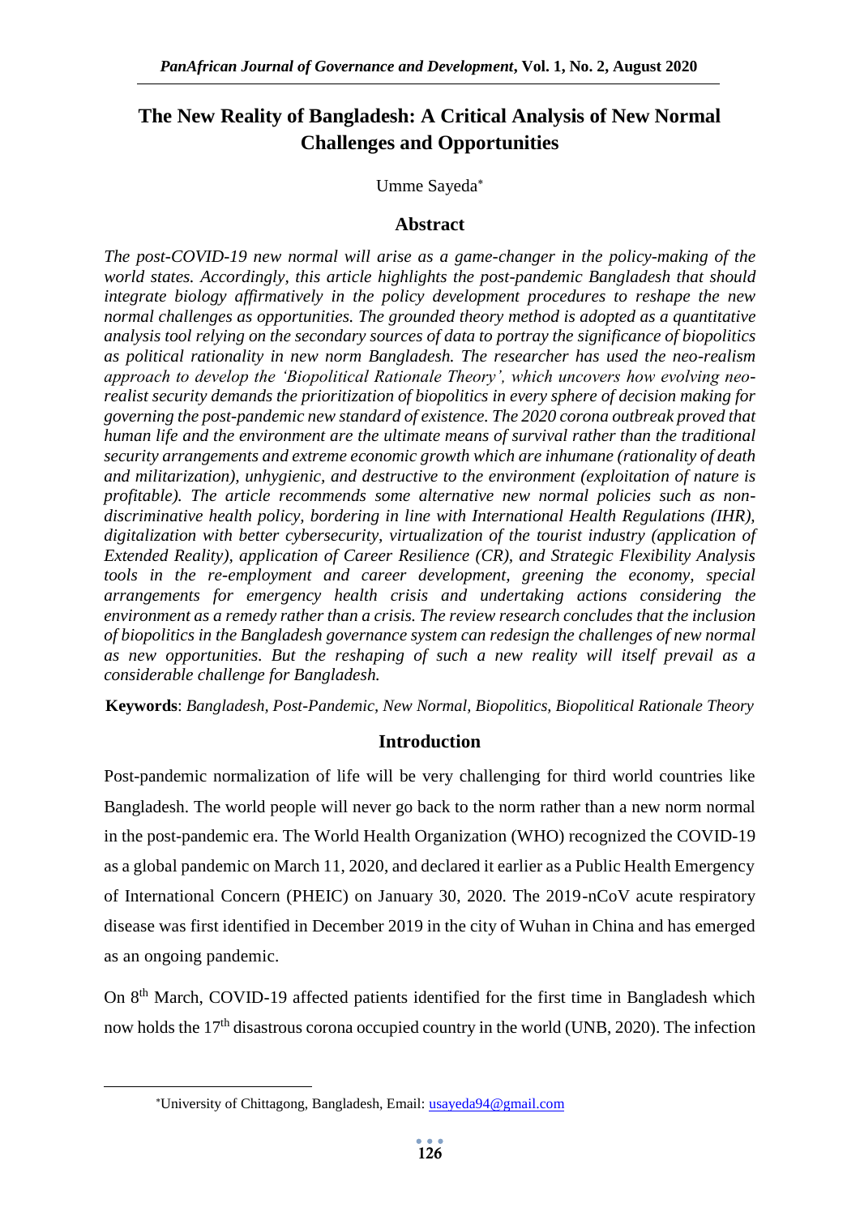# The New Reality of Bangladesh: A Critical Analysis of New Normal Challenges and Opportunities

Umme Sayeda*

## Abstract

*The post-COVID-19 new normal will arise as a game-changer in the policy-making of the world states. Accordingly, this article highlights the post-pandemic Bangladesh that should integrate biology affirmatively in the policy development procedures to reshape the new normal challenges as opportunities. The grounded theory method is adopted as a quantitative analysis tool relying on the secondary sources of data to portray the significance of biopolitics as political rationality in new norm Bangladesh. The researcher has used the neo-realism approach to develop the 'Biopolitical Rationale Theory', which uncovers how evolving neo-realist security demands the prioritization of biopolitics in every sphere of decision making for governing the post-pandemic new standard of existence. The 2020 corona outbreak proved that human life and the environment are the ultimate means of survival rather than the traditional security arrangements and extreme economic growth which are inhumane (rationality of death and militarization), unhygienic, and destructive to the environment (exploitation of nature is profitable). The article recommends some alternative new normal policies such as non-discriminative health policy, bordering in line with International Health Regulations (IHR), digitalization with better cybersecurity, virtualization of the tourist industry (application of Extended Reality), application of Career Resilience (CR), and Strategic Flexibility Analysis tools in the re-employment and career development, greening the economy, special arrangements for emergency health crisis and undertaking actions considering the environment as a remedy rather than a crisis. The review research concludes that the inclusion of biopolitics in the Bangladesh governance system can redesign the challenges of new normal as new opportunities. But the reshaping of such a new reality will itself prevail as a considerable challenge for Bangladesh.*

**Keywords**: *Bangladesh, Post-Pandemic, New Normal, Biopolitics, Biopolitical Rationale Theory*

## Introduction

Post-pandemic normalization of life will be very challenging for third world countries like Bangladesh. The world people will never go back to the norm rather than a new norm normal in the post-pandemic era. The World Health Organization (WHO) recognized the COVID-19 as a global pandemic on March 11, 2020, and declared it earlier as a Public Health Emergency of International Concern (PHEIC) on January 30, 2020. The 2019-nCoV acute respiratory disease was first identified in December 2019 in the city of Wuhan in China and has emerged as an ongoing pandemic.

On 8th March, COVID-19 affected patients identified for the first time in Bangladesh which now holds the 17th disastrous corona occupied country in the world (UNB, 2020). The infection

---

*University of Chittagong, Bangladesh, Email: usayeda94@gmail.com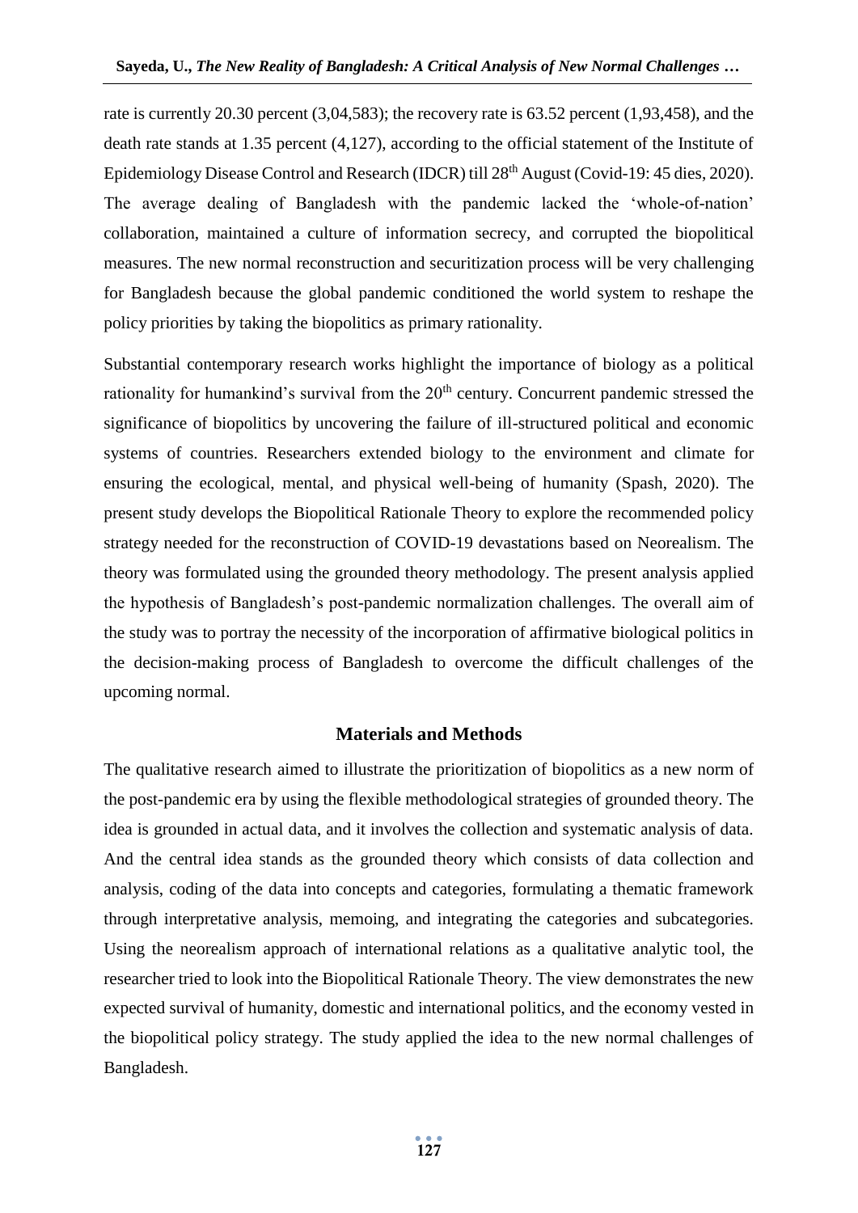rate is currently 20.30 percent (3,04,583); the recovery rate is 63.52 percent (1,93,458), and the death rate stands at 1.35 percent (4,127), according to the official statement of the Institute of Epidemiology Disease Control and Research (IDCR) till 28th August (Covid-19: 45 dies, 2020). The average dealing of Bangladesh with the pandemic lacked the 'whole-of-nation' collaboration, maintained a culture of information secrecy, and corrupted the biopolitical measures. The new normal reconstruction and securitization process will be very challenging for Bangladesh because the global pandemic conditioned the world system to reshape the policy priorities by taking the biopolitics as primary rationality.

Substantial contemporary research works highlight the importance of biology as a political rationality for humankind's survival from the 20th century. Concurrent pandemic stressed the significance of biopolitics by uncovering the failure of ill-structured political and economic systems of countries. Researchers extended biology to the environment and climate for ensuring the ecological, mental, and physical well-being of humanity (Spash, 2020). The present study develops the Biopolitical Rationale Theory to explore the recommended policy strategy needed for the reconstruction of COVID-19 devastations based on Neorealism. The theory was formulated using the grounded theory methodology. The present analysis applied the hypothesis of Bangladesh's post-pandemic normalization challenges. The overall aim of the study was to portray the necessity of the incorporation of affirmative biological politics in the decision-making process of Bangladesh to overcome the difficult challenges of the upcoming normal.

## Materials and Methods

The qualitative research aimed to illustrate the prioritization of biopolitics as a new norm of the post-pandemic era by using the flexible methodological strategies of grounded theory. The idea is grounded in actual data, and it involves the collection and systematic analysis of data. And the central idea stands as the grounded theory which consists of data collection and analysis, coding of the data into concepts and categories, formulating a thematic framework through interpretative analysis, memoing, and integrating the categories and subcategories. Using the neorealism approach of international relations as a qualitative analytic tool, the researcher tried to look into the Biopolitical Rationale Theory. The view demonstrates the new expected survival of humanity, domestic and international politics, and the economy vested in the biopolitical policy strategy. The study applied the idea to the new normal challenges of Bangladesh.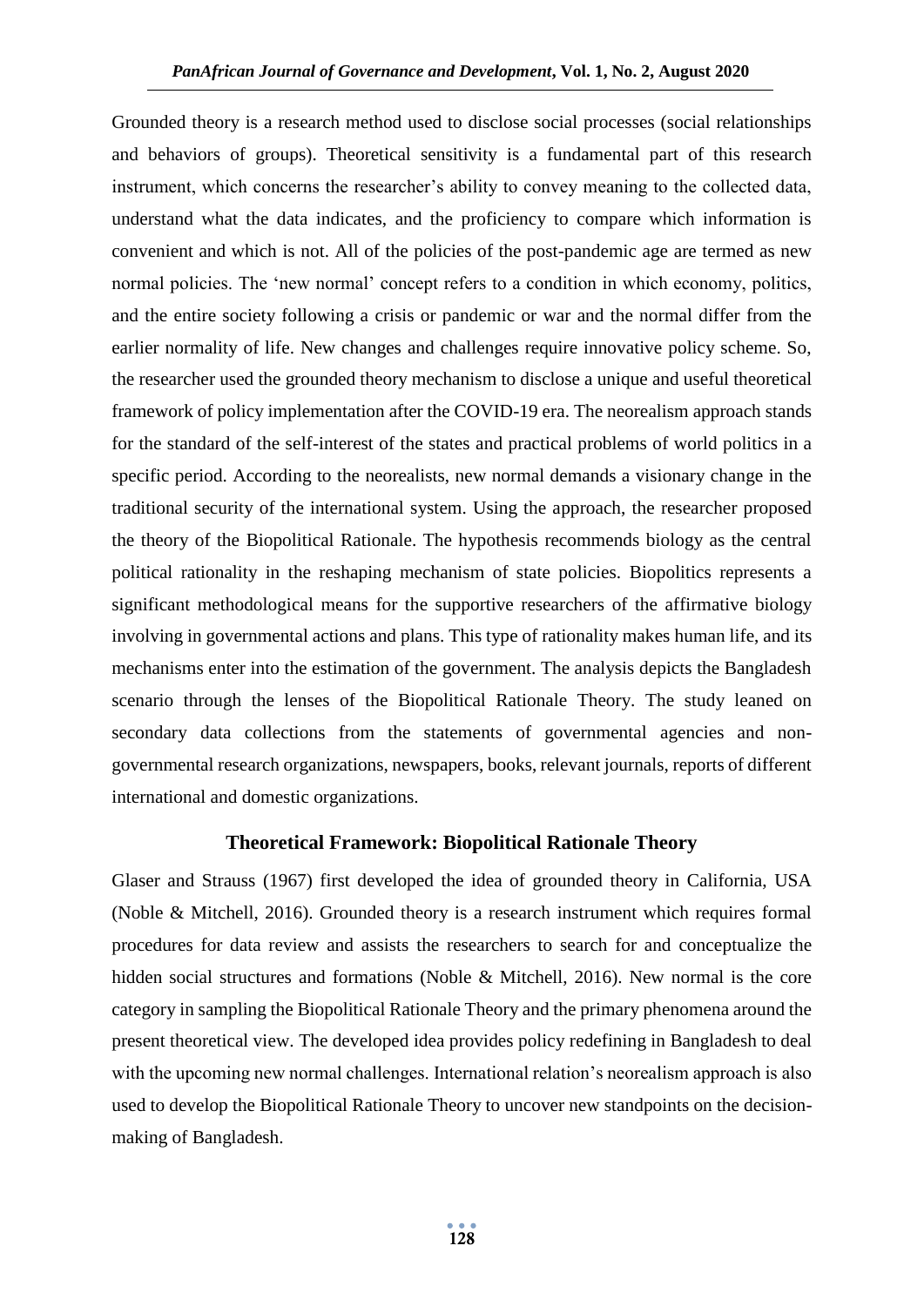Grounded theory is a research method used to disclose social processes (social relationships and behaviors of groups). Theoretical sensitivity is a fundamental part of this research instrument, which concerns the researcher's ability to convey meaning to the collected data, understand what the data indicates, and the proficiency to compare which information is convenient and which is not. All of the policies of the post-pandemic age are termed as new normal policies. The 'new normal' concept refers to a condition in which economy, politics, and the entire society following a crisis or pandemic or war and the normal differ from the earlier normality of life. New changes and challenges require innovative policy scheme. So, the researcher used the grounded theory mechanism to disclose a unique and useful theoretical framework of policy implementation after the COVID-19 era. The neorealism approach stands for the standard of the self-interest of the states and practical problems of world politics in a specific period. According to the neorealists, new normal demands a visionary change in the traditional security of the international system. Using the approach, the researcher proposed the theory of the Biopolitical Rationale. The hypothesis recommends biology as the central political rationality in the reshaping mechanism of state policies. Biopolitics represents a significant methodological means for the supportive researchers of the affirmative biology involving in governmental actions and plans. This type of rationality makes human life, and its mechanisms enter into the estimation of the government. The analysis depicts the Bangladesh scenario through the lenses of the Biopolitical Rationale Theory. The study leaned on secondary data collections from the statements of governmental agencies and non-governmental research organizations, newspapers, books, relevant journals, reports of different international and domestic organizations.

## Theoretical Framework: Biopolitical Rationale Theory

Glaser and Strauss (1967) first developed the idea of grounded theory in California, USA (Noble & Mitchell, 2016). Grounded theory is a research instrument which requires formal procedures for data review and assists the researchers to search for and conceptualize the hidden social structures and formations (Noble & Mitchell, 2016). New normal is the core category in sampling the Biopolitical Rationale Theory and the primary phenomena around the present theoretical view. The developed idea provides policy redefining in Bangladesh to deal with the upcoming new normal challenges. International relation's neorealism approach is also used to develop the Biopolitical Rationale Theory to uncover new standpoints on the decision-making of Bangladesh.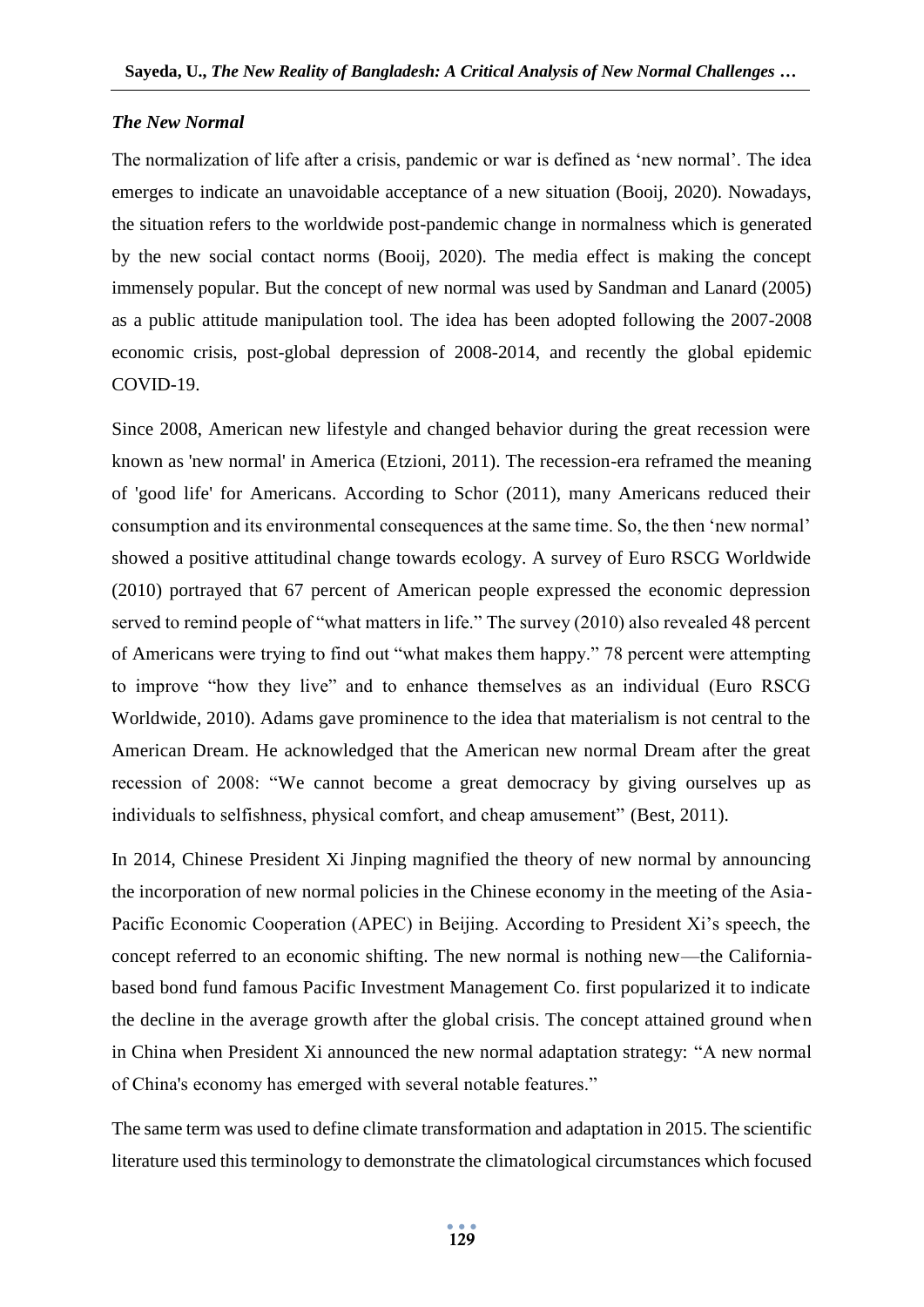### *The New Normal*

The normalization of life after a crisis, pandemic or war is defined as 'new normal'. The idea emerges to indicate an unavoidable acceptance of a new situation (Booij, 2020). Nowadays, the situation refers to the worldwide post-pandemic change in normalness which is generated by the new social contact norms (Booij, 2020). The media effect is making the concept immensely popular. But the concept of new normal was used by Sandman and Lanard (2005) as a public attitude manipulation tool. The idea has been adopted following the 2007-2008 economic crisis, post-global depression of 2008-2014, and recently the global epidemic COVID-19.

Since 2008, American new lifestyle and changed behavior during the great recession were known as 'new normal' in America (Etzioni, 2011). The recession-era reframed the meaning of 'good life' for Americans. According to Schor (2011), many Americans reduced their consumption and its environmental consequences at the same time. So, the then 'new normal' showed a positive attitudinal change towards ecology. A survey of Euro RSCG Worldwide (2010) portrayed that 67 percent of American people expressed the economic depression served to remind people of "what matters in life." The survey (2010) also revealed 48 percent of Americans were trying to find out "what makes them happy." 78 percent were attempting to improve "how they live" and to enhance themselves as an individual (Euro RSCG Worldwide, 2010). Adams gave prominence to the idea that materialism is not central to the American Dream. He acknowledged that the American new normal Dream after the great recession of 2008: "We cannot become a great democracy by giving ourselves up as individuals to selfishness, physical comfort, and cheap amusement" (Best, 2011).

In 2014, Chinese President Xi Jinping magnified the theory of new normal by announcing the incorporation of new normal policies in the Chinese economy in the meeting of the Asia-Pacific Economic Cooperation (APEC) in Beijing. According to President Xi's speech, the concept referred to an economic shifting. The new normal is nothing new—the California-based bond fund famous Pacific Investment Management Co. first popularized it to indicate the decline in the average growth after the global crisis. The concept attained ground when in China when President Xi announced the new normal adaptation strategy: "A new normal of China's economy has emerged with several notable features."

The same term was used to define climate transformation and adaptation in 2015. The scientific literature used this terminology to demonstrate the climatological circumstances which focused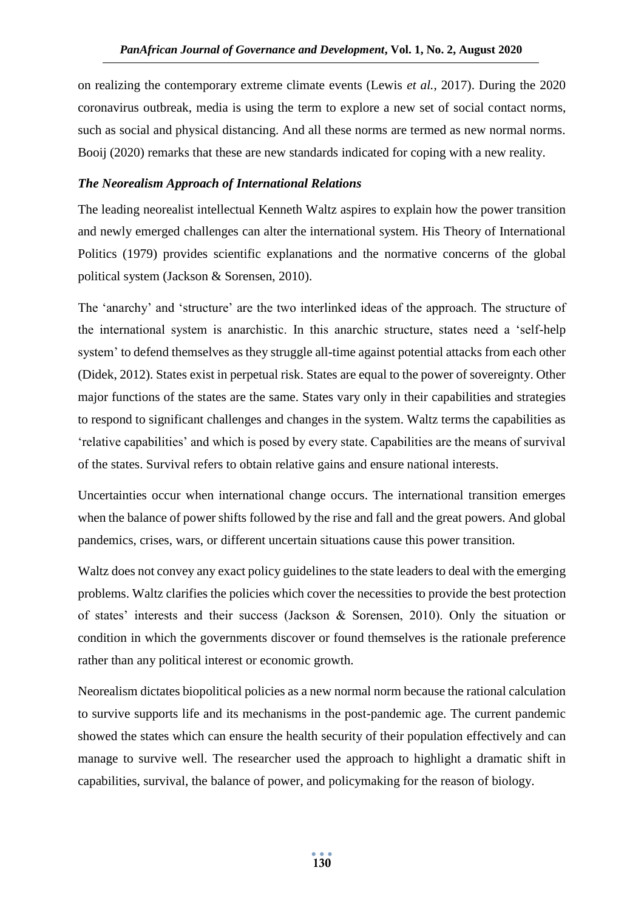on realizing the contemporary extreme climate events (Lewis *et al.*, 2017). During the 2020 coronavirus outbreak, media is using the term to explore a new set of social contact norms, such as social and physical distancing. And all these norms are termed as new normal norms. Booij (2020) remarks that these are new standards indicated for coping with a new reality.

### *The Neorealism Approach of International Relations*

The leading neorealist intellectual Kenneth Waltz aspires to explain how the power transition and newly emerged challenges can alter the international system. His Theory of International Politics (1979) provides scientific explanations and the normative concerns of the global political system (Jackson & Sorensen, 2010).

The 'anarchy' and 'structure' are the two interlinked ideas of the approach. The structure of the international system is anarchistic. In this anarchic structure, states need a 'self-help system' to defend themselves as they struggle all-time against potential attacks from each other (Didek, 2012). States exist in perpetual risk. States are equal to the power of sovereignty. Other major functions of the states are the same. States vary only in their capabilities and strategies to respond to significant challenges and changes in the system. Waltz terms the capabilities as 'relative capabilities' and which is posed by every state. Capabilities are the means of survival of the states. Survival refers to obtain relative gains and ensure national interests.

Uncertainties occur when international change occurs. The international transition emerges when the balance of power shifts followed by the rise and fall and the great powers. And global pandemics, crises, wars, or different uncertain situations cause this power transition.

Waltz does not convey any exact policy guidelines to the state leaders to deal with the emerging problems. Waltz clarifies the policies which cover the necessities to provide the best protection of states' interests and their success (Jackson & Sorensen, 2010). Only the situation or condition in which the governments discover or found themselves is the rationale preference rather than any political interest or economic growth.

Neorealism dictates biopolitical policies as a new normal norm because the rational calculation to survive supports life and its mechanisms in the post-pandemic age. The current pandemic showed the states which can ensure the health security of their population effectively and can manage to survive well. The researcher used the approach to highlight a dramatic shift in capabilities, survival, the balance of power, and policymaking for the reason of biology.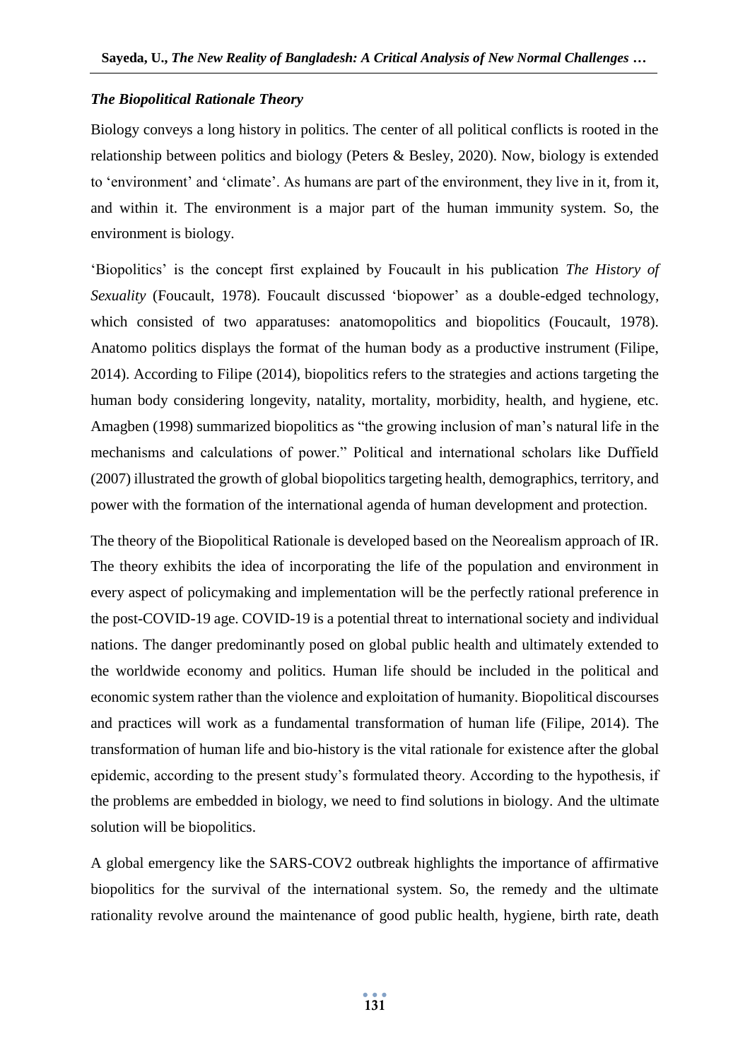### *The Biopolitical Rationale Theory*

Biology conveys a long history in politics. The center of all political conflicts is rooted in the relationship between politics and biology (Peters & Besley, 2020). Now, biology is extended to 'environment' and 'climate'. As humans are part of the environment, they live in it, from it, and within it. The environment is a major part of the human immunity system. So, the environment is biology.

'Biopolitics' is the concept first explained by Foucault in his publication *The History of Sexuality* (Foucault, 1978). Foucault discussed 'biopower' as a double-edged technology, which consisted of two apparatuses: anatomopolitics and biopolitics (Foucault, 1978). Anatomo politics displays the format of the human body as a productive instrument (Filipe, 2014). According to Filipe (2014), biopolitics refers to the strategies and actions targeting the human body considering longevity, natality, mortality, morbidity, health, and hygiene, etc. Amagben (1998) summarized biopolitics as "the growing inclusion of man's natural life in the mechanisms and calculations of power." Political and international scholars like Duffield (2007) illustrated the growth of global biopolitics targeting health, demographics, territory, and power with the formation of the international agenda of human development and protection.

The theory of the Biopolitical Rationale is developed based on the Neorealism approach of IR. The theory exhibits the idea of incorporating the life of the population and environment in every aspect of policymaking and implementation will be the perfectly rational preference in the post-COVID-19 age. COVID-19 is a potential threat to international society and individual nations. The danger predominantly posed on global public health and ultimately extended to the worldwide economy and politics. Human life should be included in the political and economic system rather than the violence and exploitation of humanity. Biopolitical discourses and practices will work as a fundamental transformation of human life (Filipe, 2014). The transformation of human life and bio-history is the vital rationale for existence after the global epidemic, according to the present study's formulated theory. According to the hypothesis, if the problems are embedded in biology, we need to find solutions in biology. And the ultimate solution will be biopolitics.

A global emergency like the SARS-COV2 outbreak highlights the importance of affirmative biopolitics for the survival of the international system. So, the remedy and the ultimate rationality revolve around the maintenance of good public health, hygiene, birth rate, death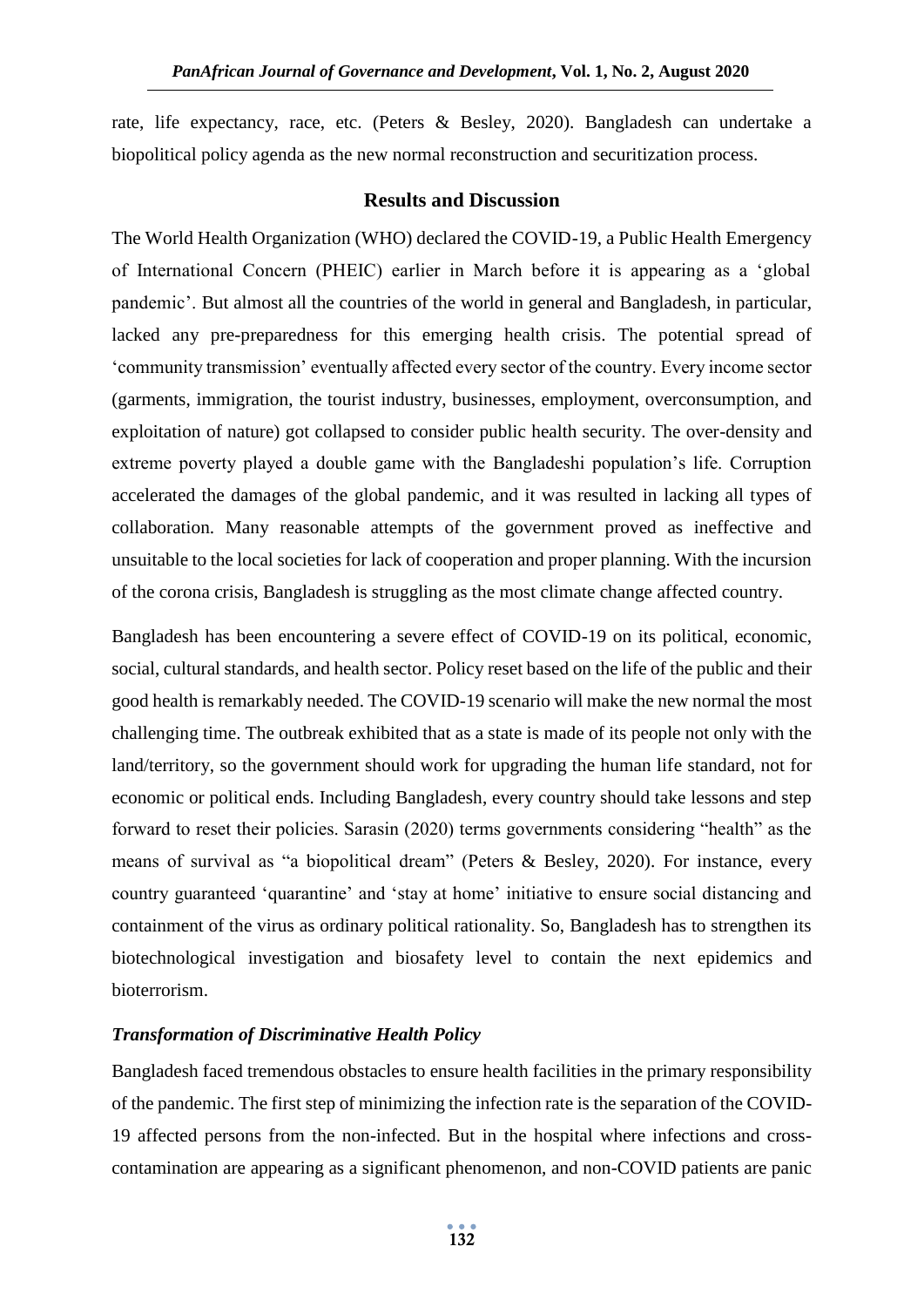rate, life expectancy, race, etc. (Peters & Besley, 2020). Bangladesh can undertake a biopolitical policy agenda as the new normal reconstruction and securitization process.

## Results and Discussion

The World Health Organization (WHO) declared the COVID-19, a Public Health Emergency of International Concern (PHEIC) earlier in March before it is appearing as a 'global pandemic'. But almost all the countries of the world in general and Bangladesh, in particular, lacked any pre-preparedness for this emerging health crisis. The potential spread of 'community transmission' eventually affected every sector of the country. Every income sector (garments, immigration, the tourist industry, businesses, employment, overconsumption, and exploitation of nature) got collapsed to consider public health security. The over-density and extreme poverty played a double game with the Bangladeshi population's life. Corruption accelerated the damages of the global pandemic, and it was resulted in lacking all types of collaboration. Many reasonable attempts of the government proved as ineffective and unsuitable to the local societies for lack of cooperation and proper planning. With the incursion of the corona crisis, Bangladesh is struggling as the most climate change affected country.

Bangladesh has been encountering a severe effect of COVID-19 on its political, economic, social, cultural standards, and health sector. Policy reset based on the life of the public and their good health is remarkably needed. The COVID-19 scenario will make the new normal the most challenging time. The outbreak exhibited that as a state is made of its people not only with the land/territory, so the government should work for upgrading the human life standard, not for economic or political ends. Including Bangladesh, every country should take lessons and step forward to reset their policies. Sarasin (2020) terms governments considering "health" as the means of survival as "a biopolitical dream" (Peters & Besley, 2020). For instance, every country guaranteed 'quarantine' and 'stay at home' initiative to ensure social distancing and containment of the virus as ordinary political rationality. So, Bangladesh has to strengthen its biotechnological investigation and biosafety level to contain the next epidemics and bioterrorism.

### *Transformation of Discriminative Health Policy*

Bangladesh faced tremendous obstacles to ensure health facilities in the primary responsibility of the pandemic. The first step of minimizing the infection rate is the separation of the COVID-19 affected persons from the non-infected. But in the hospital where infections and cross-contamination are appearing as a significant phenomenon, and non-COVID patients are panic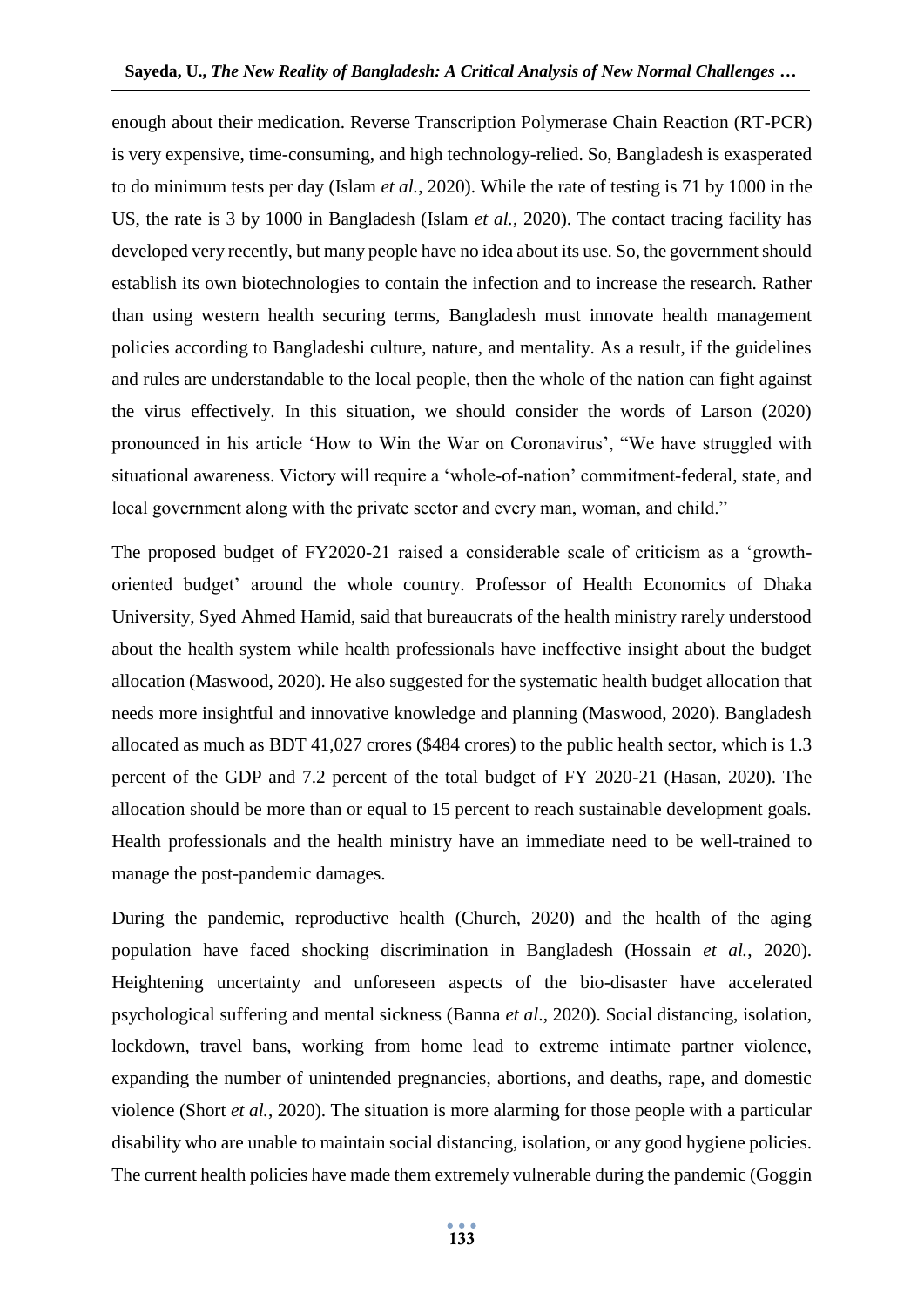enough about their medication. Reverse Transcription Polymerase Chain Reaction (RT-PCR) is very expensive, time-consuming, and high technology-relied. So, Bangladesh is exasperated to do minimum tests per day (Islam *et al.*, 2020). While the rate of testing is 71 by 1000 in the US, the rate is 3 by 1000 in Bangladesh (Islam *et al.*, 2020). The contact tracing facility has developed very recently, but many people have no idea about its use. So, the government should establish its own biotechnologies to contain the infection and to increase the research. Rather than using western health securing terms, Bangladesh must innovate health management policies according to Bangladeshi culture, nature, and mentality. As a result, if the guidelines and rules are understandable to the local people, then the whole of the nation can fight against the virus effectively. In this situation, we should consider the words of Larson (2020) pronounced in his article 'How to Win the War on Coronavirus', "We have struggled with situational awareness. Victory will require a 'whole-of-nation' commitment-federal, state, and local government along with the private sector and every man, woman, and child."

The proposed budget of FY2020-21 raised a considerable scale of criticism as a 'growth-oriented budget' around the whole country. Professor of Health Economics of Dhaka University, Syed Ahmed Hamid, said that bureaucrats of the health ministry rarely understood about the health system while health professionals have ineffective insight about the budget allocation (Maswood, 2020). He also suggested for the systematic health budget allocation that needs more insightful and innovative knowledge and planning (Maswood, 2020). Bangladesh allocated as much as BDT 41,027 crores ($484 crores) to the public health sector, which is 1.3 percent of the GDP and 7.2 percent of the total budget of FY 2020-21 (Hasan, 2020). The allocation should be more than or equal to 15 percent to reach sustainable development goals. Health professionals and the health ministry have an immediate need to be well-trained to manage the post-pandemic damages.

During the pandemic, reproductive health (Church, 2020) and the health of the aging population have faced shocking discrimination in Bangladesh (Hossain *et al.*, 2020). Heightening uncertainty and unforeseen aspects of the bio-disaster have accelerated psychological suffering and mental sickness (Banna *et al*., 2020). Social distancing, isolation, lockdown, travel bans, working from home lead to extreme intimate partner violence, expanding the number of unintended pregnancies, abortions, and deaths, rape, and domestic violence (Short *et al.*, 2020). The situation is more alarming for those people with a particular disability who are unable to maintain social distancing, isolation, or any good hygiene policies. The current health policies have made them extremely vulnerable during the pandemic (Goggin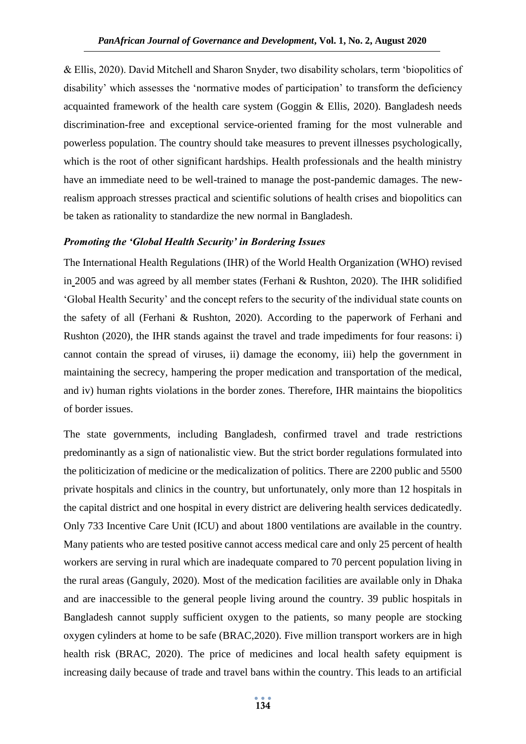& Ellis, 2020). David Mitchell and Sharon Snyder, two disability scholars, term 'biopolitics of disability' which assesses the 'normative modes of participation' to transform the deficiency acquainted framework of the health care system (Goggin & Ellis, 2020). Bangladesh needs discrimination-free and exceptional service-oriented framing for the most vulnerable and powerless population. The country should take measures to prevent illnesses psychologically, which is the root of other significant hardships. Health professionals and the health ministry have an immediate need to be well-trained to manage the post-pandemic damages. The new-realism approach stresses practical and scientific solutions of health crises and biopolitics can be taken as rationality to standardize the new normal in Bangladesh.

### *Promoting the 'Global Health Security' in Bordering Issues*

The International Health Regulations (IHR) of the World Health Organization (WHO) revised in 2005 and was agreed by all member states (Ferhani & Rushton, 2020). The IHR solidified 'Global Health Security' and the concept refers to the security of the individual state counts on the safety of all (Ferhani & Rushton, 2020). According to the paperwork of Ferhani and Rushton (2020), the IHR stands against the travel and trade impediments for four reasons: i) cannot contain the spread of viruses, ii) damage the economy, iii) help the government in maintaining the secrecy, hampering the proper medication and transportation of the medical, and iv) human rights violations in the border zones. Therefore, IHR maintains the biopolitics of border issues.

The state governments, including Bangladesh, confirmed travel and trade restrictions predominantly as a sign of nationalistic view. But the strict border regulations formulated into the politicization of medicine or the medicalization of politics. There are 2200 public and 5500 private hospitals and clinics in the country, but unfortunately, only more than 12 hospitals in the capital district and one hospital in every district are delivering health services dedicatedly. Only 733 Incentive Care Unit (ICU) and about 1800 ventilations are available in the country. Many patients who are tested positive cannot access medical care and only 25 percent of health workers are serving in rural which are inadequate compared to 70 percent population living in the rural areas (Ganguly, 2020). Most of the medication facilities are available only in Dhaka and are inaccessible to the general people living around the country. 39 public hospitals in Bangladesh cannot supply sufficient oxygen to the patients, so many people are stocking oxygen cylinders at home to be safe (BRAC,2020). Five million transport workers are in high health risk (BRAC, 2020). The price of medicines and local health safety equipment is increasing daily because of trade and travel bans within the country. This leads to an artificial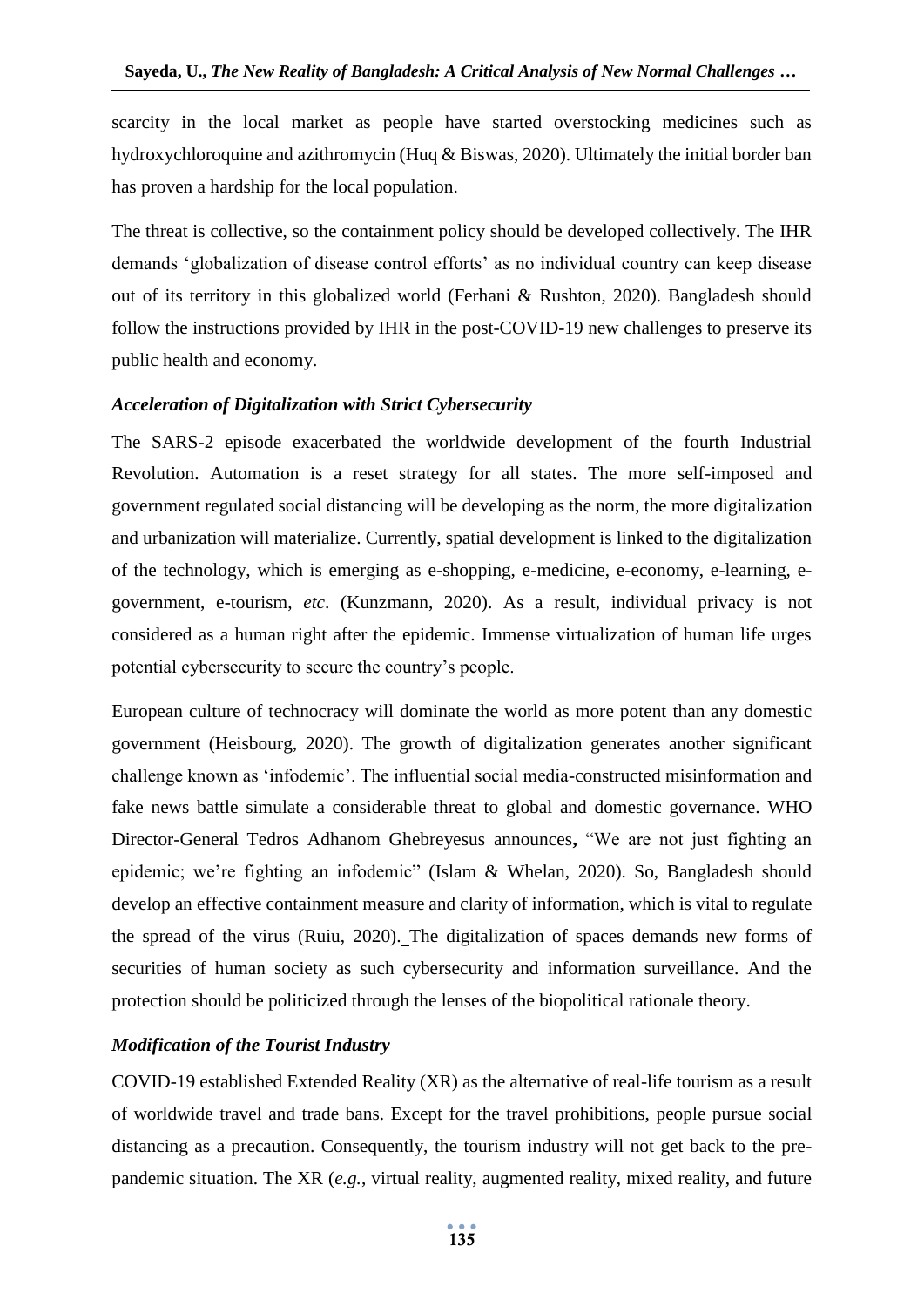scarcity in the local market as people have started overstocking medicines such as hydroxychloroquine and azithromycin (Huq & Biswas, 2020). Ultimately the initial border ban has proven a hardship for the local population.

The threat is collective, so the containment policy should be developed collectively. The IHR demands 'globalization of disease control efforts' as no individual country can keep disease out of its territory in this globalized world (Ferhani & Rushton, 2020). Bangladesh should follow the instructions provided by IHR in the post-COVID-19 new challenges to preserve its public health and economy.

### *Acceleration of Digitalization with Strict Cybersecurity*

The SARS-2 episode exacerbated the worldwide development of the fourth Industrial Revolution. Automation is a reset strategy for all states. The more self-imposed and government regulated social distancing will be developing as the norm, the more digitalization and urbanization will materialize. Currently, spatial development is linked to the digitalization of the technology, which is emerging as e-shopping, e-medicine, e-economy, e-learning, e-government, e-tourism, *etc*. (Kunzmann, 2020). As a result, individual privacy is not considered as a human right after the epidemic. Immense virtualization of human life urges potential cybersecurity to secure the country's people.

European culture of technocracy will dominate the world as more potent than any domestic government (Heisbourg, 2020). The growth of digitalization generates another significant challenge known as 'infodemic'. The influential social media-constructed misinformation and fake news battle simulate a considerable threat to global and domestic governance. WHO Director-General Tedros Adhanom Ghebreyesus announces**,** "We are not just fighting an epidemic; we're fighting an infodemic" (Islam & Whelan, 2020). So, Bangladesh should develop an effective containment measure and clarity of information, which is vital to regulate the spread of the virus (Ruiu, 2020). The digitalization of spaces demands new forms of securities of human society as such cybersecurity and information surveillance. And the protection should be politicized through the lenses of the biopolitical rationale theory.

### *Modification of the Tourist Industry*

COVID-19 established Extended Reality (XR) as the alternative of real-life tourism as a result of worldwide travel and trade bans. Except for the travel prohibitions, people pursue social distancing as a precaution. Consequently, the tourism industry will not get back to the pre-pandemic situation. The XR (*e.g.*, virtual reality, augmented reality, mixed reality, and future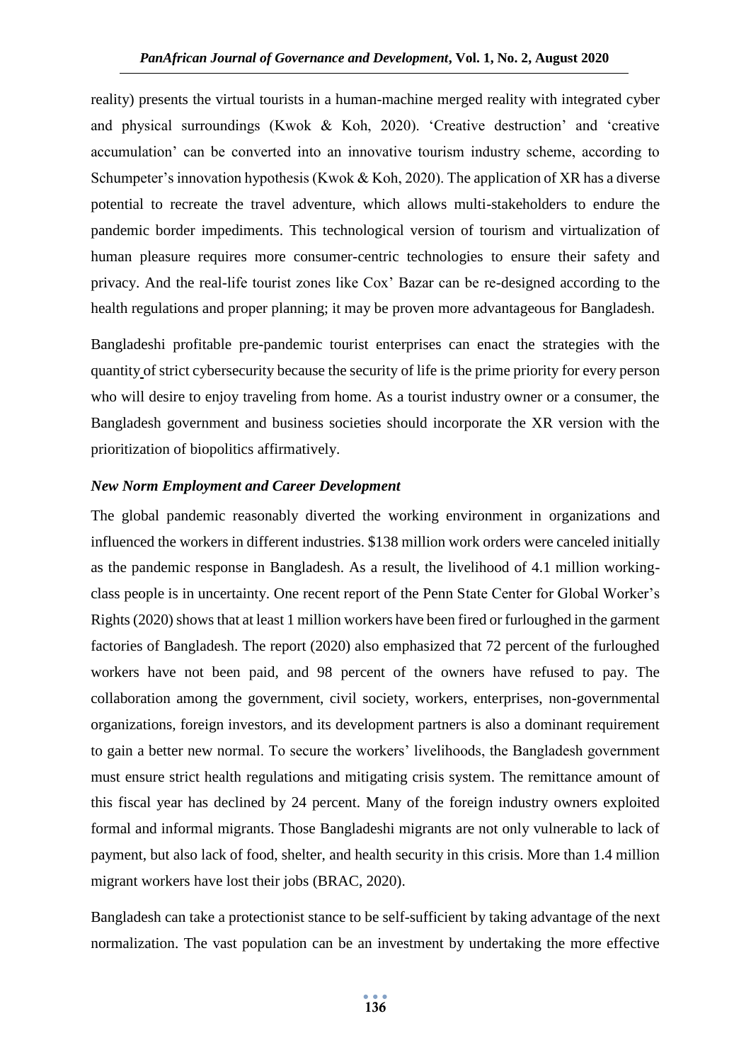reality) presents the virtual tourists in a human-machine merged reality with integrated cyber and physical surroundings (Kwok & Koh, 2020). 'Creative destruction' and 'creative accumulation' can be converted into an innovative tourism industry scheme, according to Schumpeter's innovation hypothesis (Kwok & Koh, 2020). The application of XR has a diverse potential to recreate the travel adventure, which allows multi-stakeholders to endure the pandemic border impediments. This technological version of tourism and virtualization of human pleasure requires more consumer-centric technologies to ensure their safety and privacy. And the real-life tourist zones like Cox' Bazar can be re-designed according to the health regulations and proper planning; it may be proven more advantageous for Bangladesh.

Bangladeshi profitable pre-pandemic tourist enterprises can enact the strategies with the quantity of strict cybersecurity because the security of life is the prime priority for every person who will desire to enjoy traveling from home. As a tourist industry owner or a consumer, the Bangladesh government and business societies should incorporate the XR version with the prioritization of biopolitics affirmatively.

### *New Norm Employment and Career Development*

The global pandemic reasonably diverted the working environment in organizations and influenced the workers in different industries. $138 million work orders were canceled initially as the pandemic response in Bangladesh. As a result, the livelihood of 4.1 million working-class people is in uncertainty. One recent report of the Penn State Center for Global Worker's Rights (2020) shows that at least 1 million workers have been fired or furloughed in the garment factories of Bangladesh. The report (2020) also emphasized that 72 percent of the furloughed workers have not been paid, and 98 percent of the owners have refused to pay. The collaboration among the government, civil society, workers, enterprises, non-governmental organizations, foreign investors, and its development partners is also a dominant requirement to gain a better new normal. To secure the workers' livelihoods, the Bangladesh government must ensure strict health regulations and mitigating crisis system. The remittance amount of this fiscal year has declined by 24 percent. Many of the foreign industry owners exploited formal and informal migrants. Those Bangladeshi migrants are not only vulnerable to lack of payment, but also lack of food, shelter, and health security in this crisis. More than 1.4 million migrant workers have lost their jobs (BRAC, 2020).

Bangladesh can take a protectionist stance to be self-sufficient by taking advantage of the next normalization. The vast population can be an investment by undertaking the more effective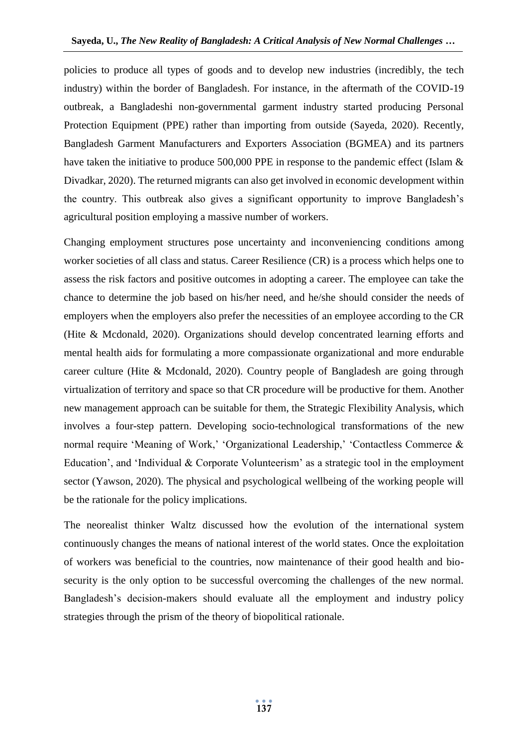policies to produce all types of goods and to develop new industries (incredibly, the tech industry) within the border of Bangladesh. For instance, in the aftermath of the COVID-19 outbreak, a Bangladeshi non-governmental garment industry started producing Personal Protection Equipment (PPE) rather than importing from outside (Sayeda, 2020). Recently, Bangladesh Garment Manufacturers and Exporters Association (BGMEA) and its partners have taken the initiative to produce 500,000 PPE in response to the pandemic effect (Islam & Divadkar, 2020). The returned migrants can also get involved in economic development within the country. This outbreak also gives a significant opportunity to improve Bangladesh's agricultural position employing a massive number of workers.

Changing employment structures pose uncertainty and inconveniencing conditions among worker societies of all class and status. Career Resilience (CR) is a process which helps one to assess the risk factors and positive outcomes in adopting a career. The employee can take the chance to determine the job based on his/her need, and he/she should consider the needs of employers when the employers also prefer the necessities of an employee according to the CR (Hite & Mcdonald, 2020). Organizations should develop concentrated learning efforts and mental health aids for formulating a more compassionate organizational and more endurable career culture (Hite & Mcdonald, 2020). Country people of Bangladesh are going through virtualization of territory and space so that CR procedure will be productive for them. Another new management approach can be suitable for them, the Strategic Flexibility Analysis, which involves a four-step pattern. Developing socio-technological transformations of the new normal require 'Meaning of Work,' 'Organizational Leadership,' 'Contactless Commerce & Education', and 'Individual & Corporate Volunteerism' as a strategic tool in the employment sector (Yawson, 2020). The physical and psychological wellbeing of the working people will be the rationale for the policy implications.

The neorealist thinker Waltz discussed how the evolution of the international system continuously changes the means of national interest of the world states. Once the exploitation of workers was beneficial to the countries, now maintenance of their good health and bio-security is the only option to be successful overcoming the challenges of the new normal. Bangladesh's decision-makers should evaluate all the employment and industry policy strategies through the prism of the theory of biopolitical rationale.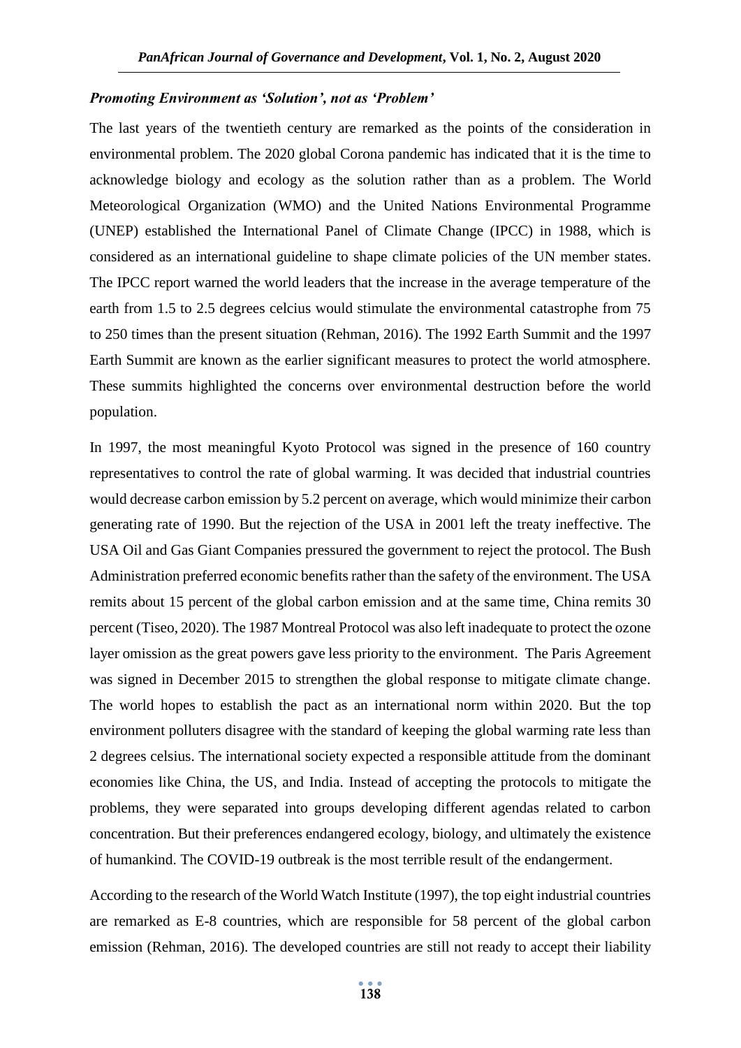### *Promoting Environment as 'Solution', not as 'Problem'*

The last years of the twentieth century are remarked as the points of the consideration in environmental problem. The 2020 global Corona pandemic has indicated that it is the time to acknowledge biology and ecology as the solution rather than as a problem. The World Meteorological Organization (WMO) and the United Nations Environmental Programme (UNEP) established the International Panel of Climate Change (IPCC) in 1988, which is considered as an international guideline to shape climate policies of the UN member states. The IPCC report warned the world leaders that the increase in the average temperature of the earth from 1.5 to 2.5 degrees celcius would stimulate the environmental catastrophe from 75 to 250 times than the present situation (Rehman, 2016). The 1992 Earth Summit and the 1997 Earth Summit are known as the earlier significant measures to protect the world atmosphere. These summits highlighted the concerns over environmental destruction before the world population.

In 1997, the most meaningful Kyoto Protocol was signed in the presence of 160 country representatives to control the rate of global warming. It was decided that industrial countries would decrease carbon emission by 5.2 percent on average, which would minimize their carbon generating rate of 1990. But the rejection of the USA in 2001 left the treaty ineffective. The USA Oil and Gas Giant Companies pressured the government to reject the protocol. The Bush Administration preferred economic benefits rather than the safety of the environment. The USA remits about 15 percent of the global carbon emission and at the same time, China remits 30 percent (Tiseo, 2020). The 1987 Montreal Protocol was also left inadequate to protect the ozone layer omission as the great powers gave less priority to the environment. The Paris Agreement was signed in December 2015 to strengthen the global response to mitigate climate change. The world hopes to establish the pact as an international norm within 2020. But the top environment polluters disagree with the standard of keeping the global warming rate less than 2 degrees celsius. The international society expected a responsible attitude from the dominant economies like China, the US, and India. Instead of accepting the protocols to mitigate the problems, they were separated into groups developing different agendas related to carbon concentration. But their preferences endangered ecology, biology, and ultimately the existence of humankind. The COVID-19 outbreak is the most terrible result of the endangerment.

According to the research of the World Watch Institute (1997), the top eight industrial countries are remarked as E-8 countries, which are responsible for 58 percent of the global carbon emission (Rehman, 2016). The developed countries are still not ready to accept their liability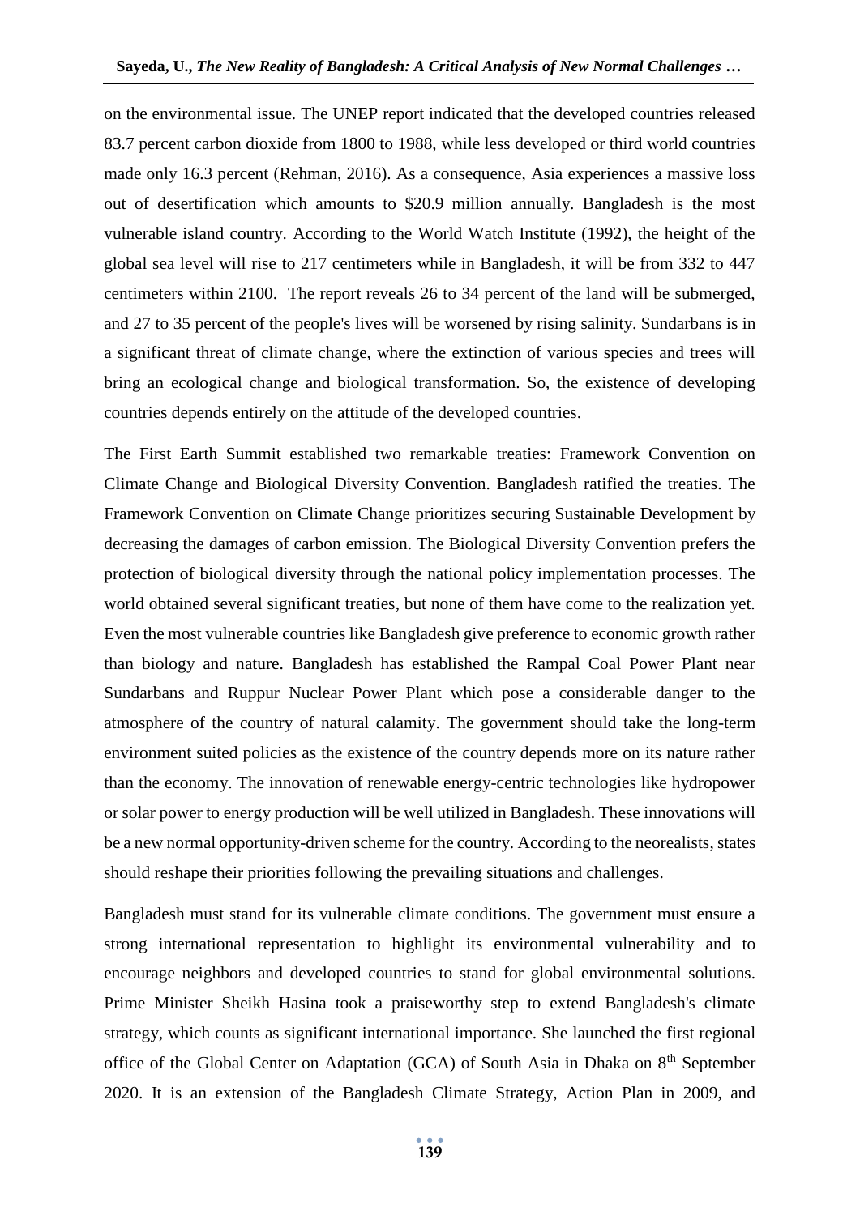on the environmental issue. The UNEP report indicated that the developed countries released 83.7 percent carbon dioxide from 1800 to 1988, while less developed or third world countries made only 16.3 percent (Rehman, 2016). As a consequence, Asia experiences a massive loss out of desertification which amounts to $20.9 million annually. Bangladesh is the most vulnerable island country. According to the World Watch Institute (1992), the height of the global sea level will rise to 217 centimeters while in Bangladesh, it will be from 332 to 447 centimeters within 2100. The report reveals 26 to 34 percent of the land will be submerged, and 27 to 35 percent of the people's lives will be worsened by rising salinity. Sundarbans is in a significant threat of climate change, where the extinction of various species and trees will bring an ecological change and biological transformation. So, the existence of developing countries depends entirely on the attitude of the developed countries.

The First Earth Summit established two remarkable treaties: Framework Convention on Climate Change and Biological Diversity Convention. Bangladesh ratified the treaties. The Framework Convention on Climate Change prioritizes securing Sustainable Development by decreasing the damages of carbon emission. The Biological Diversity Convention prefers the protection of biological diversity through the national policy implementation processes. The world obtained several significant treaties, but none of them have come to the realization yet. Even the most vulnerable countries like Bangladesh give preference to economic growth rather than biology and nature. Bangladesh has established the Rampal Coal Power Plant near Sundarbans and Ruppur Nuclear Power Plant which pose a considerable danger to the atmosphere of the country of natural calamity. The government should take the long-term environment suited policies as the existence of the country depends more on its nature rather than the economy. The innovation of renewable energy-centric technologies like hydropower or solar power to energy production will be well utilized in Bangladesh. These innovations will be a new normal opportunity-driven scheme for the country. According to the neorealists, states should reshape their priorities following the prevailing situations and challenges.

Bangladesh must stand for its vulnerable climate conditions. The government must ensure a strong international representation to highlight its environmental vulnerability and to encourage neighbors and developed countries to stand for global environmental solutions. Prime Minister Sheikh Hasina took a praiseworthy step to extend Bangladesh's climate strategy, which counts as significant international importance. She launched the first regional office of the Global Center on Adaptation (GCA) of South Asia in Dhaka on 8th September 2020. It is an extension of the Bangladesh Climate Strategy, Action Plan in 2009, and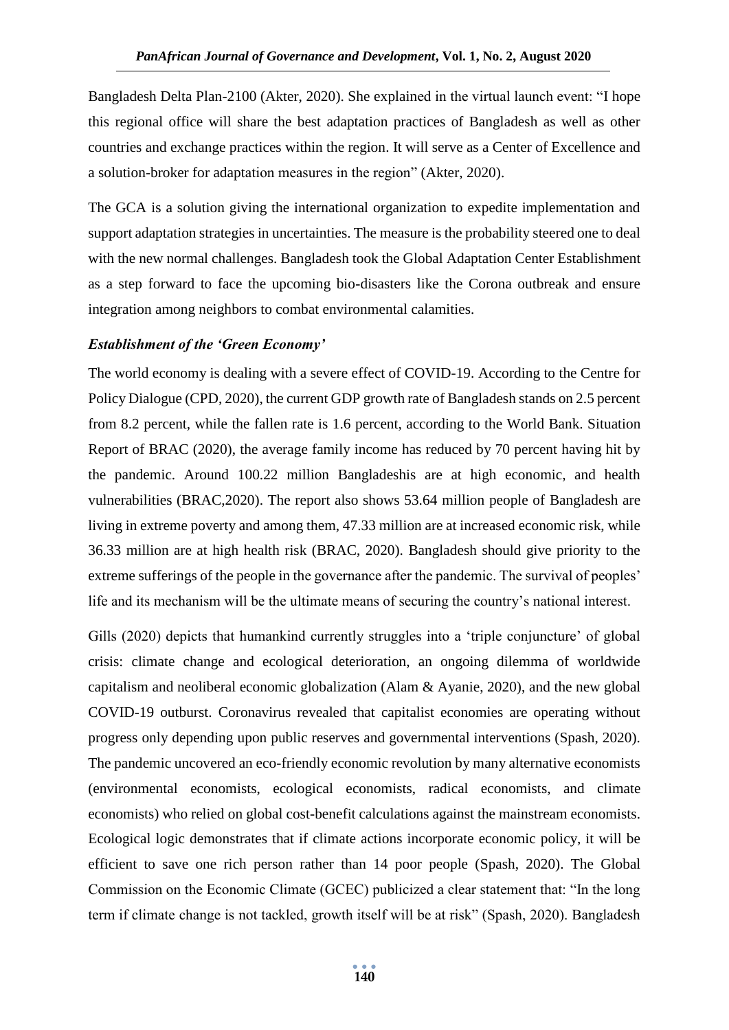Bangladesh Delta Plan-2100 (Akter, 2020). She explained in the virtual launch event: "I hope this regional office will share the best adaptation practices of Bangladesh as well as other countries and exchange practices within the region. It will serve as a Center of Excellence and a solution-broker for adaptation measures in the region" (Akter, 2020).

The GCA is a solution giving the international organization to expedite implementation and support adaptation strategies in uncertainties. The measure is the probability steered one to deal with the new normal challenges. Bangladesh took the Global Adaptation Center Establishment as a step forward to face the upcoming bio-disasters like the Corona outbreak and ensure integration among neighbors to combat environmental calamities.

### *Establishment of the 'Green Economy'*

The world economy is dealing with a severe effect of COVID-19. According to the Centre for Policy Dialogue (CPD, 2020), the current GDP growth rate of Bangladesh stands on 2.5 percent from 8.2 percent, while the fallen rate is 1.6 percent, according to the World Bank. Situation Report of BRAC (2020), the average family income has reduced by 70 percent having hit by the pandemic. Around 100.22 million Bangladeshis are at high economic, and health vulnerabilities (BRAC,2020). The report also shows 53.64 million people of Bangladesh are living in extreme poverty and among them, 47.33 million are at increased economic risk, while 36.33 million are at high health risk (BRAC, 2020). Bangladesh should give priority to the extreme sufferings of the people in the governance after the pandemic. The survival of peoples' life and its mechanism will be the ultimate means of securing the country's national interest.

Gills (2020) depicts that humankind currently struggles into a 'triple conjuncture' of global crisis: climate change and ecological deterioration, an ongoing dilemma of worldwide capitalism and neoliberal economic globalization (Alam & Ayanie, 2020), and the new global COVID-19 outburst. Coronavirus revealed that capitalist economies are operating without progress only depending upon public reserves and governmental interventions (Spash, 2020). The pandemic uncovered an eco-friendly economic revolution by many alternative economists (environmental economists, ecological economists, radical economists, and climate economists) who relied on global cost-benefit calculations against the mainstream economists. Ecological logic demonstrates that if climate actions incorporate economic policy, it will be efficient to save one rich person rather than 14 poor people (Spash, 2020). The Global Commission on the Economic Climate (GCEC) publicized a clear statement that: "In the long term if climate change is not tackled, growth itself will be at risk" (Spash, 2020). Bangladesh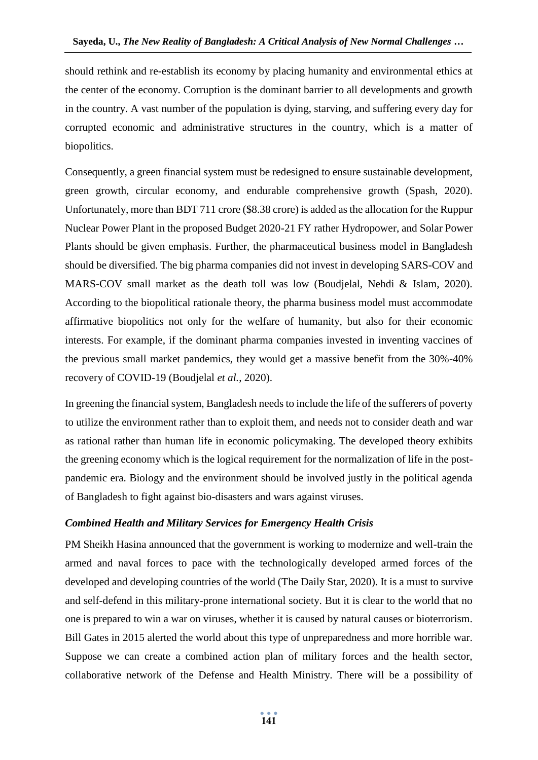should rethink and re-establish its economy by placing humanity and environmental ethics at the center of the economy. Corruption is the dominant barrier to all developments and growth in the country. A vast number of the population is dying, starving, and suffering every day for corrupted economic and administrative structures in the country, which is a matter of biopolitics.

Consequently, a green financial system must be redesigned to ensure sustainable development, green growth, circular economy, and endurable comprehensive growth (Spash, 2020). Unfortunately, more than BDT 711 crore ($8.38 crore) is added as the allocation for the Ruppur Nuclear Power Plant in the proposed Budget 2020-21 FY rather Hydropower, and Solar Power Plants should be given emphasis. Further, the pharmaceutical business model in Bangladesh should be diversified. The big pharma companies did not invest in developing SARS-COV and MARS-COV small market as the death toll was low (Boudjelal, Nehdi & Islam, 2020). According to the biopolitical rationale theory, the pharma business model must accommodate affirmative biopolitics not only for the welfare of humanity, but also for their economic interests. For example, if the dominant pharma companies invested in inventing vaccines of the previous small market pandemics, they would get a massive benefit from the 30%-40% recovery of COVID-19 (Boudjelal *et al.*, 2020).

In greening the financial system, Bangladesh needs to include the life of the sufferers of poverty to utilize the environment rather than to exploit them, and needs not to consider death and war as rational rather than human life in economic policymaking. The developed theory exhibits the greening economy which is the logical requirement for the normalization of life in the post-pandemic era. Biology and the environment should be involved justly in the political agenda of Bangladesh to fight against bio-disasters and wars against viruses.

### *Combined Health and Military Services for Emergency Health Crisis*

PM Sheikh Hasina announced that the government is working to modernize and well-train the armed and naval forces to pace with the technologically developed armed forces of the developed and developing countries of the world (The Daily Star, 2020). It is a must to survive and self-defend in this military-prone international society. But it is clear to the world that no one is prepared to win a war on viruses, whether it is caused by natural causes or bioterrorism. Bill Gates in 2015 alerted the world about this type of unpreparedness and more horrible war. Suppose we can create a combined action plan of military forces and the health sector, collaborative network of the Defense and Health Ministry. There will be a possibility of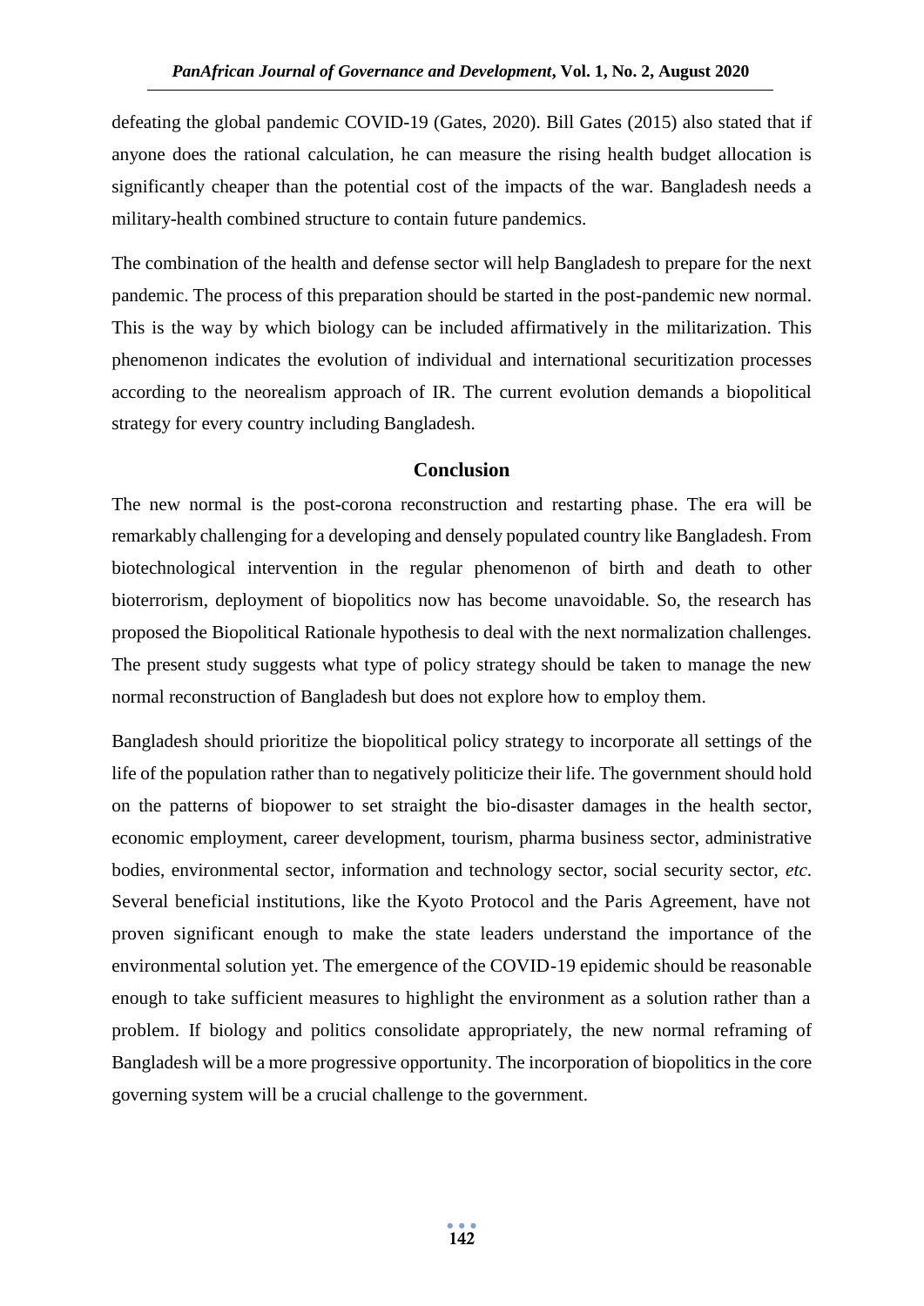defeating the global pandemic COVID-19 (Gates, 2020). Bill Gates (2015) also stated that if anyone does the rational calculation, he can measure the rising health budget allocation is significantly cheaper than the potential cost of the impacts of the war. Bangladesh needs a military-health combined structure to contain future pandemics.

The combination of the health and defense sector will help Bangladesh to prepare for the next pandemic. The process of this preparation should be started in the post-pandemic new normal. This is the way by which biology can be included affirmatively in the militarization. This phenomenon indicates the evolution of individual and international securitization processes according to the neorealism approach of IR. The current evolution demands a biopolitical strategy for every country including Bangladesh.

## Conclusion

The new normal is the post-corona reconstruction and restarting phase. The era will be remarkably challenging for a developing and densely populated country like Bangladesh. From biotechnological intervention in the regular phenomenon of birth and death to other bioterrorism, deployment of biopolitics now has become unavoidable. So, the research has proposed the Biopolitical Rationale hypothesis to deal with the next normalization challenges. The present study suggests what type of policy strategy should be taken to manage the new normal reconstruction of Bangladesh but does not explore how to employ them.

Bangladesh should prioritize the biopolitical policy strategy to incorporate all settings of the life of the population rather than to negatively politicize their life. The government should hold on the patterns of biopower to set straight the bio-disaster damages in the health sector, economic employment, career development, tourism, pharma business sector, administrative bodies, environmental sector, information and technology sector, social security sector, *etc.* Several beneficial institutions, like the Kyoto Protocol and the Paris Agreement, have not proven significant enough to make the state leaders understand the importance of the environmental solution yet. The emergence of the COVID-19 epidemic should be reasonable enough to take sufficient measures to highlight the environment as a solution rather than a problem. If biology and politics consolidate appropriately, the new normal reframing of Bangladesh will be a more progressive opportunity. The incorporation of biopolitics in the core governing system will be a crucial challenge to the government.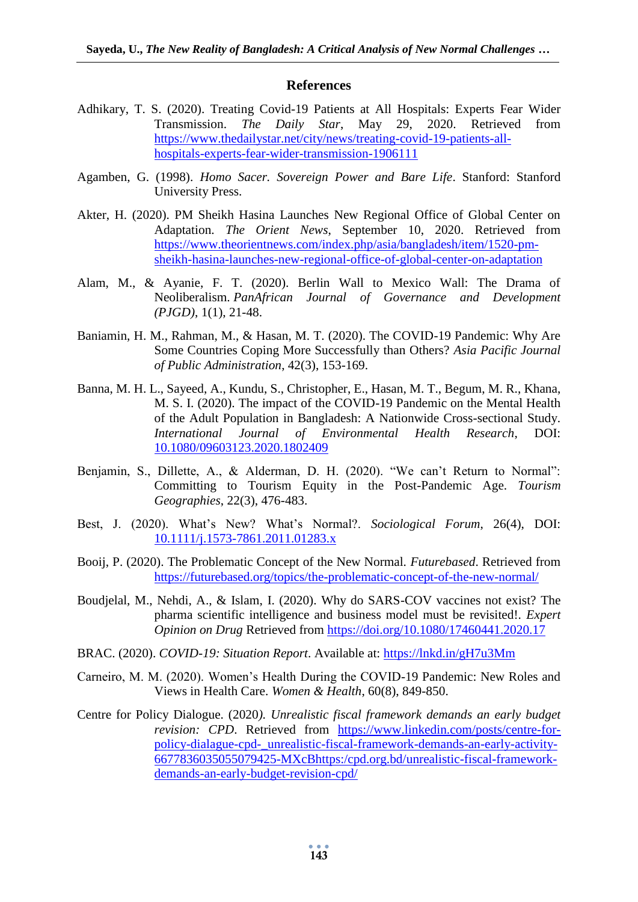## References

Adhikary, T. S. (2020). Treating Covid-19 Patients at All Hospitals: Experts Fear Wider Transmission. *The Daily Star*, May 29, 2020. Retrieved from https://www.thedailystar.net/city/news/treating-covid-19-patients-all-hospitals-experts-fear-wider-transmission-1906111

Agamben, G. (1998). *Homo Sacer. Sovereign Power and Bare Life*. Stanford: Stanford University Press.

Akter, H. (2020). PM Sheikh Hasina Launches New Regional Office of Global Center on Adaptation. *The Orient News*, September 10, 2020. Retrieved from https://www.theorientnews.com/index.php/asia/bangladesh/item/1520-pm-sheikh-hasina-launches-new-regional-office-of-global-center-on-adaptation

Alam, M., & Ayanie, F. T. (2020). Berlin Wall to Mexico Wall: The Drama of Neoliberalism. *PanAfrican Journal of Governance and Development (PJGD)*, 1(1), 21-48.

Baniamin, H. M., Rahman, M., & Hasan, M. T. (2020). The COVID-19 Pandemic: Why Are Some Countries Coping More Successfully than Others? *Asia Pacific Journal of Public Administration*, 42(3), 153-169.

Banna, M. H. L., Sayeed, A., Kundu, S., Christopher, E., Hasan, M. T., Begum, M. R., Khana, M. S. I. (2020). The impact of the COVID-19 Pandemic on the Mental Health of the Adult Population in Bangladesh: A Nationwide Cross-sectional Study. *International Journal of Environmental Health Research*, DOI: 10.1080/09603123.2020.1802409

Benjamin, S., Dillette, A., & Alderman, D. H. (2020). "We can't Return to Normal": Committing to Tourism Equity in the Post-Pandemic Age. *Tourism Geographies*, 22(3), 476-483.

Best, J. (2020). What's New? What's Normal?. *Sociological Forum*, 26(4), DOI: 10.1111/j.1573-7861.2011.01283.x

Booij, P. (2020). The Problematic Concept of the New Normal. *Futurebased*. Retrieved from https://futurebased.org/topics/the-problematic-concept-of-the-new-normal/

Boudjelal, M., Nehdi, A., & Islam, I. (2020). Why do SARS-COV vaccines not exist? The pharma scientific intelligence and business model must be revisited!. *Expert Opinion on Drug* Retrieved from https://doi.org/10.1080/17460441.2020.17

BRAC. (2020). *COVID-19: Situation Report*. Available at: https://lnkd.in/gH7u3Mm

Carneiro, M. M. (2020). Women's Health During the COVID-19 Pandemic: New Roles and Views in Health Care. *Women & Health*, 60(8), 849-850.

Centre for Policy Dialogue. (2020*). Unrealistic fiscal framework demands an early budget revision: CPD*. Retrieved from https://www.linkedin.com/posts/centre-for-policy-dialague-cpd-_unrealistic-fiscal-framework-demands-an-early-activity-6677836035055079425-MXcBhttps:/cpd.org.bd/unrealistic-fiscal-framework-demands-an-early-budget-revision-cpd/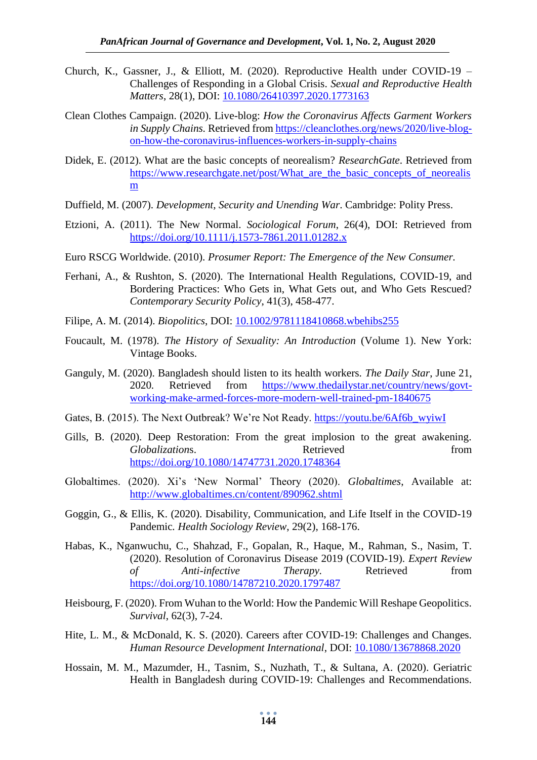Church, K., Gassner, J., & Elliott, M. (2020). Reproductive Health under COVID-19 – Challenges of Responding in a Global Crisis. *Sexual and Reproductive Health Matters*, 28(1), DOI: 10.1080/26410397.2020.1773163

Clean Clothes Campaign. (2020). Live-blog: *How the Coronavirus Affects Garment Workers in Supply Chains.* Retrieved from https://cleanclothes.org/news/2020/live-blog-on-how-the-coronavirus-influences-workers-in-supply-chains

Didek, E. (2012). What are the basic concepts of neorealism? *ResearchGate*. Retrieved from https://www.researchgate.net/post/What_are_the_basic_concepts_of_neorealism

Duffield, M. (2007). *Development, Security and Unending War*. Cambridge: Polity Press.

Etzioni, A. (2011). The New Normal. *Sociological Forum*, 26(4), DOI: Retrieved from https://doi.org/10.1111/j.1573-7861.2011.01282.x

Euro RSCG Worldwide. (2010). *Prosumer Report: The Emergence of the New Consumer.*

Ferhani, A., & Rushton, S. (2020). The International Health Regulations, COVID-19, and Bordering Practices: Who Gets in, What Gets out, and Who Gets Rescued? *Contemporary Security Policy*, 41(3), 458-477.

Filipe, A. M. (2014). *Biopolitics*, DOI: 10.1002/9781118410868.wbehibs255

Foucault, M. (1978). *The History of Sexuality: An Introduction* (Volume 1). New York: Vintage Books.

Ganguly, M. (2020). Bangladesh should listen to its health workers. *The Daily Star*, June 21, 2020. Retrieved from https://www.thedailystar.net/country/news/govt-working-make-armed-forces-more-modern-well-trained-pm-1840675

Gates, B. (2015). The Next Outbreak? We're Not Ready. https://youtu.be/6Af6b_wyiwI

Gills, B. (2020). Deep Restoration: From the great implosion to the great awakening. *Globalizations*. Retrieved from https://doi.org/10.1080/14747731.2020.1748364

Globaltimes. (2020). Xi's 'New Normal' Theory (2020). *Globaltimes*, Available at: http://www.globaltimes.cn/content/890962.shtml

Goggin, G., & Ellis, K. (2020). Disability, Communication, and Life Itself in the COVID-19 Pandemic. *Health Sociology Review*, 29(2), 168-176.

Habas, K., Nganwuchu, C., Shahzad, F., Gopalan, R., Haque, M., Rahman, S., Nasim, T. (2020). Resolution of Coronavirus Disease 2019 (COVID-19). *Expert Review of Anti-infective Therapy.* Retrieved from https://doi.org/10.1080/14787210.2020.1797487

Heisbourg, F. (2020). From Wuhan to the World: How the Pandemic Will Reshape Geopolitics. *Survival*, 62(3), 7-24.

Hite, L. M., & McDonald, K. S. (2020). Careers after COVID-19: Challenges and Changes. *Human Resource Development International*, DOI: 10.1080/13678868.2020

Hossain, M. M., Mazumder, H., Tasnim, S., Nuzhath, T., & Sultana, A. (2020). Geriatric Health in Bangladesh during COVID-19: Challenges and Recommendations.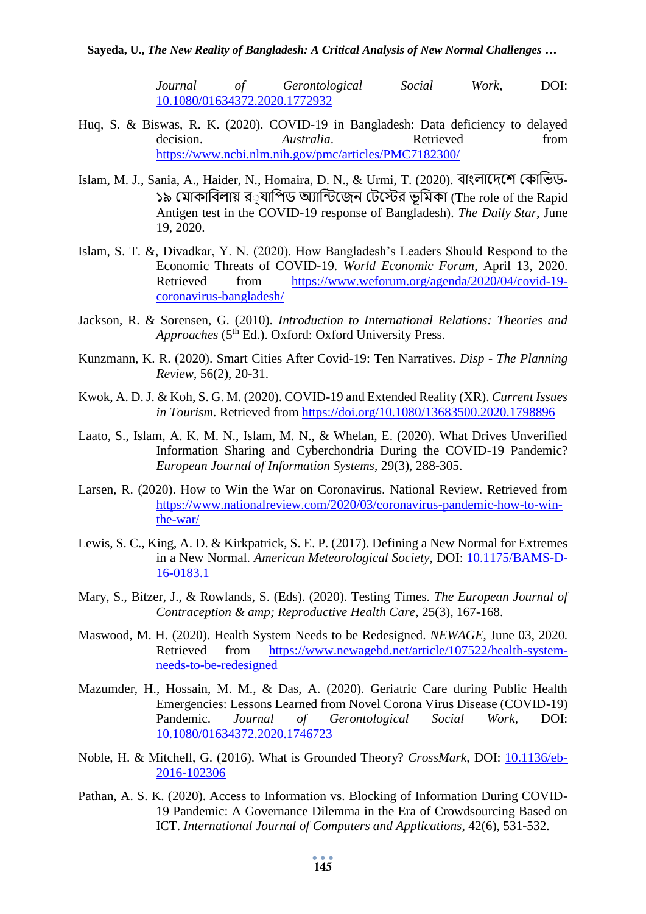*Journal of Gerontological Social Work*, DOI: 10.1080/01634372.2020.1772932

Huq, S. & Biswas, R. K. (2020). COVID-19 in Bangladesh: Data deficiency to delayed decision. *Australia*. Retrieved from https://www.ncbi.nlm.nih.gov/pmc/articles/PMC7182300/

Islam, M. J., Sania, A., Haider, N., Homaira, D. N., & Urmi, T. (2020). বাংলাদেশে কোভিড-১৯ মোকাবিলায় র্যাপিড অ্যান্টিজেন টেস্টের ভূমিকা (The role of the Rapid Antigen test in the COVID-19 response of Bangladesh). *The Daily Star*, June 19, 2020.

Islam, S. T. &, Divadkar, Y. N. (2020). How Bangladesh's Leaders Should Respond to the Economic Threats of COVID-19. *World Economic Forum*, April 13, 2020. Retrieved from https://www.weforum.org/agenda/2020/04/covid-19-coronavirus-bangladesh/

Jackson, R. & Sorensen, G. (2010). *Introduction to International Relations: Theories and Approaches* (5th Ed.). Oxford: Oxford University Press.

Kunzmann, K. R. (2020). Smart Cities After Covid-19: Ten Narratives. *Disp - The Planning Review*, 56(2), 20-31.

Kwok, A. D. J. & Koh, S. G. M. (2020). COVID-19 and Extended Reality (XR). *Current Issues in Tourism*. Retrieved from https://doi.org/10.1080/13683500.2020.1798896

Laato, S., Islam, A. K. M. N., Islam, M. N., & Whelan, E. (2020). What Drives Unverified Information Sharing and Cyberchondria During the COVID-19 Pandemic? *European Journal of Information Systems*, 29(3), 288-305.

Larsen, R. (2020). How to Win the War on Coronavirus. National Review. Retrieved from https://www.nationalreview.com/2020/03/coronavirus-pandemic-how-to-win-the-war/

Lewis, S. C., King, A. D. & Kirkpatrick, S. E. P. (2017). Defining a New Normal for Extremes in a New Normal. *American Meteorological Society*, DOI: 10.1175/BAMS-D-16-0183.1

Mary, S., Bitzer, J., & Rowlands, S. (Eds). (2020). Testing Times. *The European Journal of Contraception & amp; Reproductive Health Care*, 25(3), 167-168.

Maswood, M. H. (2020). Health System Needs to be Redesigned. *NEWAGE*, June 03, 2020. Retrieved from https://www.newagebd.net/article/107522/health-system-needs-to-be-redesigned

Mazumder, H., Hossain, M. M., & Das, A. (2020). Geriatric Care during Public Health Emergencies: Lessons Learned from Novel Corona Virus Disease (COVID-19) Pandemic. *Journal of Gerontological Social Work*, DOI: 10.1080/01634372.2020.1746723

Noble, H. & Mitchell, G. (2016). What is Grounded Theory? *CrossMark*, DOI: 10.1136/eb-2016-102306

Pathan, A. S. K. (2020). Access to Information vs. Blocking of Information During COVID-19 Pandemic: A Governance Dilemma in the Era of Crowdsourcing Based on ICT. *International Journal of Computers and Applications*, 42(6), 531-532.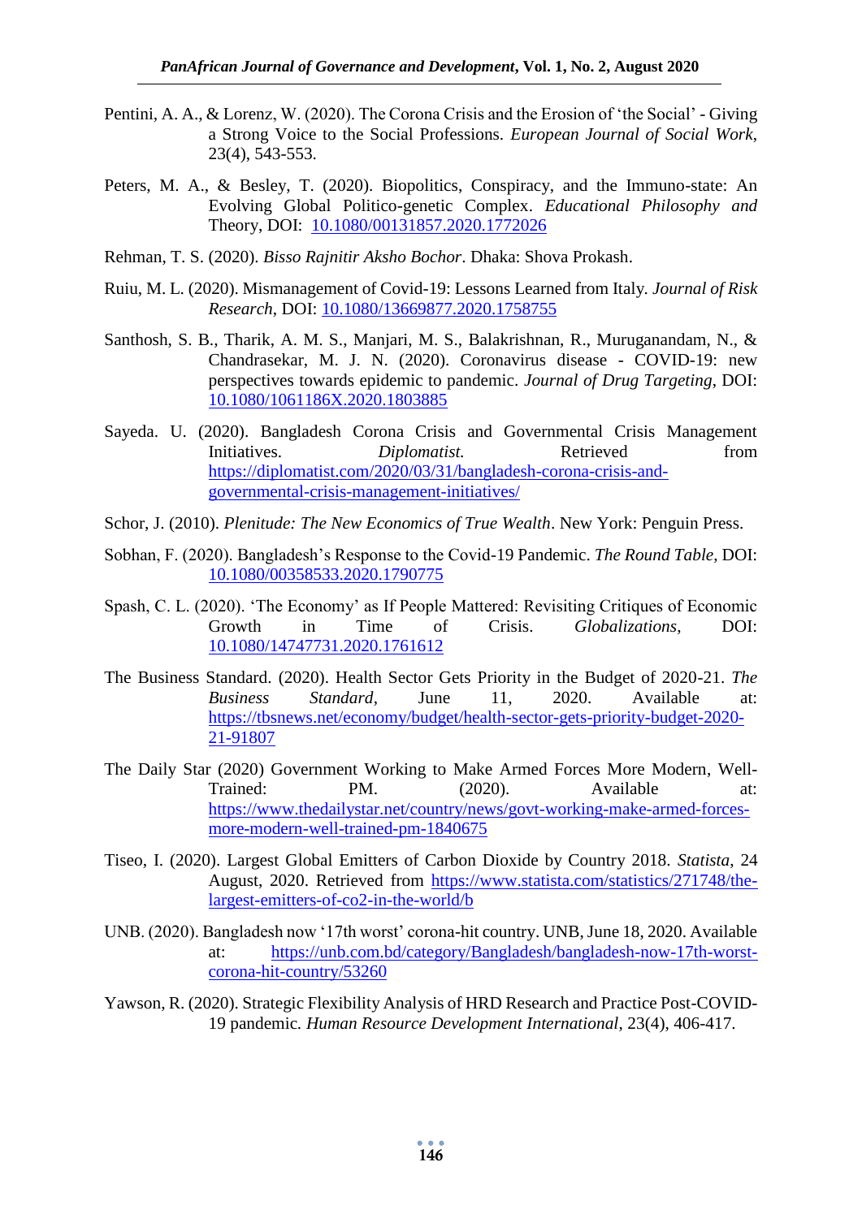Pentini, A. A., & Lorenz, W. (2020). The Corona Crisis and the Erosion of 'the Social' - Giving a Strong Voice to the Social Professions. *European Journal of Social Work*, 23(4), 543-553.

Peters, M. A., & Besley, T. (2020). Biopolitics, Conspiracy, and the Immuno-state: An Evolving Global Politico-genetic Complex. *Educational Philosophy and* Theory, DOI: 10.1080/00131857.2020.1772026

Rehman, T. S. (2020). *Bisso Rajnitir Aksho Bochor*. Dhaka: Shova Prokash.

Ruiu, M. L. (2020). Mismanagement of Covid-19: Lessons Learned from Italy. *Journal of Risk Research*, DOI: 10.1080/13669877.2020.1758755

Santhosh, S. B., Tharik, A. M. S., Manjari, M. S., Balakrishnan, R., Muruganandam, N., & Chandrasekar, M. J. N. (2020). Coronavirus disease - COVID-19: new perspectives towards epidemic to pandemic. *Journal of Drug Targeting*, DOI: 10.1080/1061186X.2020.1803885

Sayeda. U. (2020). Bangladesh Corona Crisis and Governmental Crisis Management Initiatives. *Diplomatist.* Retrieved from https://diplomatist.com/2020/03/31/bangladesh-corona-crisis-and-governmental-crisis-management-initiatives/

Schor, J. (2010). *Plenitude: The New Economics of True Wealth*. New York: Penguin Press.

Sobhan, F. (2020). Bangladesh's Response to the Covid-19 Pandemic. *The Round Table*, DOI: 10.1080/00358533.2020.1790775

Spash, C. L. (2020). 'The Economy' as If People Mattered: Revisiting Critiques of Economic Growth in Time of Crisis. *Globalizations*, DOI: 10.1080/14747731.2020.1761612

The Business Standard. (2020). Health Sector Gets Priority in the Budget of 2020-21. *The Business Standard*, June 11, 2020. Available at: https://tbsnews.net/economy/budget/health-sector-gets-priority-budget-2020-21-91807

The Daily Star (2020) Government Working to Make Armed Forces More Modern, Well-Trained: PM. (2020). Available at: https://www.thedailystar.net/country/news/govt-working-make-armed-forces-more-modern-well-trained-pm-1840675

Tiseo, I. (2020). Largest Global Emitters of Carbon Dioxide by Country 2018. *Statista*, 24 August, 2020. Retrieved from https://www.statista.com/statistics/271748/the-largest-emitters-of-co2-in-the-world/b

UNB. (2020). Bangladesh now '17th worst' corona-hit country. UNB, June 18, 2020. Available at: https://unb.com.bd/category/Bangladesh/bangladesh-now-17th-worst-corona-hit-country/53260

Yawson, R. (2020). Strategic Flexibility Analysis of HRD Research and Practice Post-COVID-19 pandemic. *Human Resource Development International*, 23(4), 406-417.